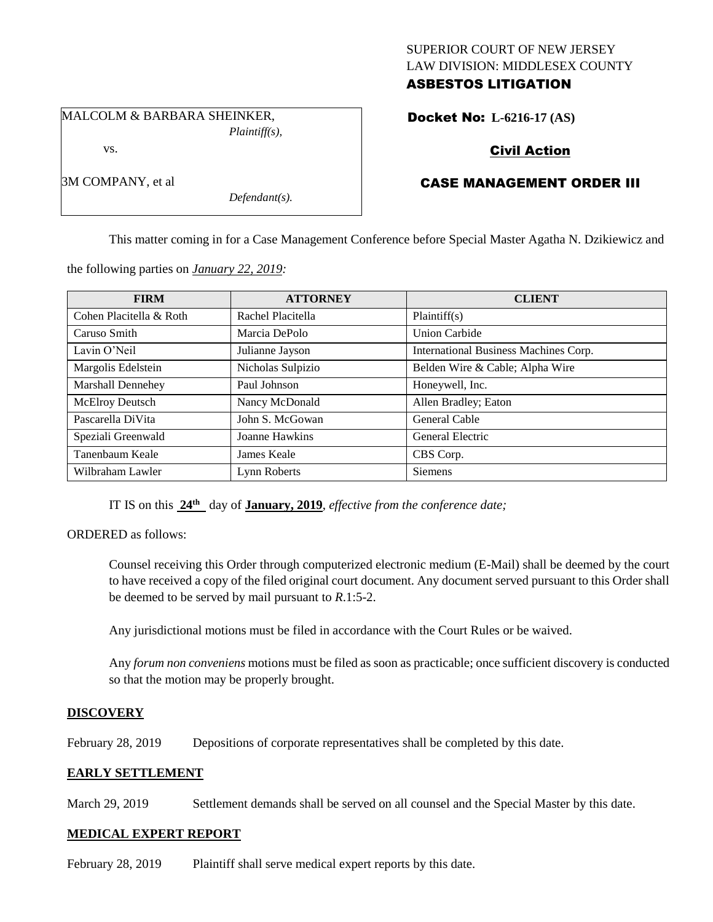SUPERIOR COURT OF NEW JERSEY
LAW DIVISION: MIDDLESEX COUNTY
**ASBESTOS LITIGATION**

MALCOLM & BARBARA SHEINKER,
*Plaintiff(s),*

vs.

3M COMPANY, et al
*Defendant(s).*

**Docket No: L-6216-17 (AS)**

**Civil Action**

**CASE MANAGEMENT ORDER III**

This matter coming in for a Case Management Conference before Special Master Agatha N. Dzikiewicz and the following parties on *January 22, 2019:*

| FIRM | ATTORNEY | CLIENT |
| --- | --- | --- |
| Cohen Placitella & Roth | Rachel Placitella | Plaintiff(s) |
| Caruso Smith | Marcia DePolo | Union Carbide |
| Lavin O'Neil | Julianne Jayson | International Business Machines Corp. |
| Margolis Edelstein | Nicholas Sulpizio | Belden Wire & Cable; Alpha Wire |
| Marshall Dennehey | Paul Johnson | Honeywell, Inc. |
| McElroy Deutsch | Nancy McDonald | Allen Bradley; Eaton |
| Pascarella DiVita | John S. McGowan | General Cable |
| Speziali Greenwald | Joanne Hawkins | General Electric |
| Tanenbaum Keale | James Keale | CBS Corp. |
| Wilbraham Lawler | Lynn Roberts | Siemens |

IT IS on this **24th** day of **January, 2019**, *effective from the conference date;*

ORDERED as follows:

Counsel receiving this Order through computerized electronic medium (E-Mail) shall be deemed by the court to have received a copy of the filed original court document. Any document served pursuant to this Order shall be deemed to be served by mail pursuant to *R*.1:5-2.

Any jurisdictional motions must be filed in accordance with the Court Rules or be waived.

Any *forum non conveniens* motions must be filed as soon as practicable; once sufficient discovery is conducted so that the motion may be properly brought.

**DISCOVERY**

February 28, 2019 Depositions of corporate representatives shall be completed by this date.

**EARLY SETTLEMENT**

March 29, 2019 Settlement demands shall be served on all counsel and the Special Master by this date.

**MEDICAL EXPERT REPORT**

February 28, 2019 Plaintiff shall serve medical expert reports by this date.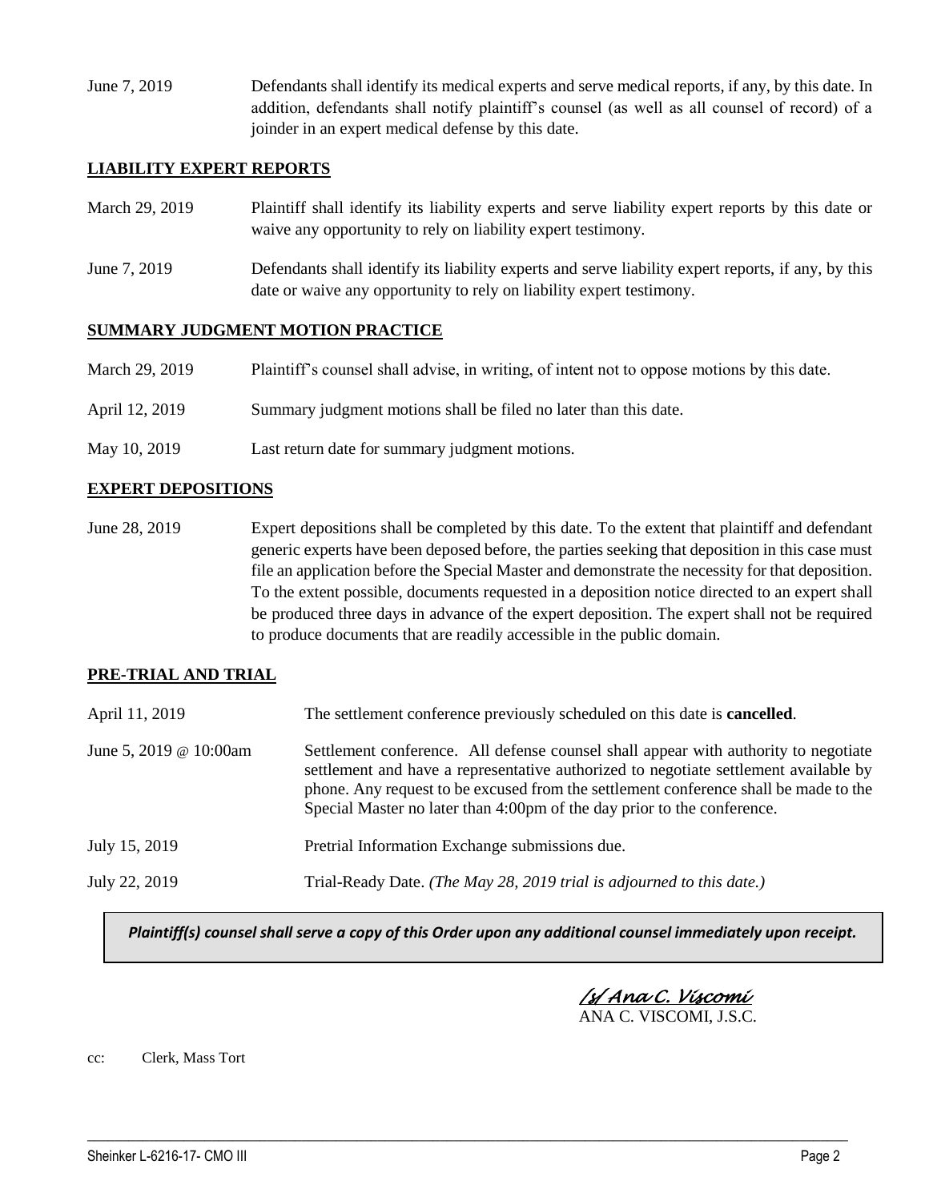| | |
|---|---|
| June 7, 2019 | Defendants shall identify its medical experts and serve medical reports, if any, by this date. In addition, defendants shall notify plaintiff's counsel (as well as all counsel of record) of a joinder in an expert medical defense by this date. |

## LIABILITY EXPERT REPORTS

| | |
|---|---|
| March 29, 2019 | Plaintiff shall identify its liability experts and serve liability expert reports by this date or waive any opportunity to rely on liability expert testimony. |
| June 7, 2019 | Defendants shall identify its liability experts and serve liability expert reports, if any, by this date or waive any opportunity to rely on liability expert testimony. |

## SUMMARY JUDGMENT MOTION PRACTICE

| | |
|---|---|
| March 29, 2019 | Plaintiff's counsel shall advise, in writing, of intent not to oppose motions by this date. |
| April 12, 2019 | Summary judgment motions shall be filed no later than this date. |
| May 10, 2019 | Last return date for summary judgment motions. |

## EXPERT DEPOSITIONS

| | |
|---|---|
| June 28, 2019 | Expert depositions shall be completed by this date. To the extent that plaintiff and defendant generic experts have been deposed before, the parties seeking that deposition in this case must file an application before the Special Master and demonstrate the necessity for that deposition. To the extent possible, documents requested in a deposition notice directed to an expert shall be produced three days in advance of the expert deposition. The expert shall not be required to produce documents that are readily accessible in the public domain. |

## PRE-TRIAL AND TRIAL

| | |
|---|---|
| April 11, 2019 | The settlement conference previously scheduled on this date is **cancelled**. |
| June 5, 2019 @ 10:00am | Settlement conference. All defense counsel shall appear with authority to negotiate settlement and have a representative authorized to negotiate settlement available by phone. Any request to be excused from the settlement conference shall be made to the Special Master no later than 4:00pm of the day prior to the conference. |
| July 15, 2019 | Pretrial Information Exchange submissions due. |
| July 22, 2019 | Trial-Ready Date. *(The May 28, 2019 trial is adjourned to this date.)* |

***Plaintiff(s) counsel shall serve a copy of this Order upon any additional counsel immediately upon receipt.***

*/s/ Ana C. Viscomi*
ANA C. VISCOMI, J.S.C.

cc: Clerk, Mass Tort